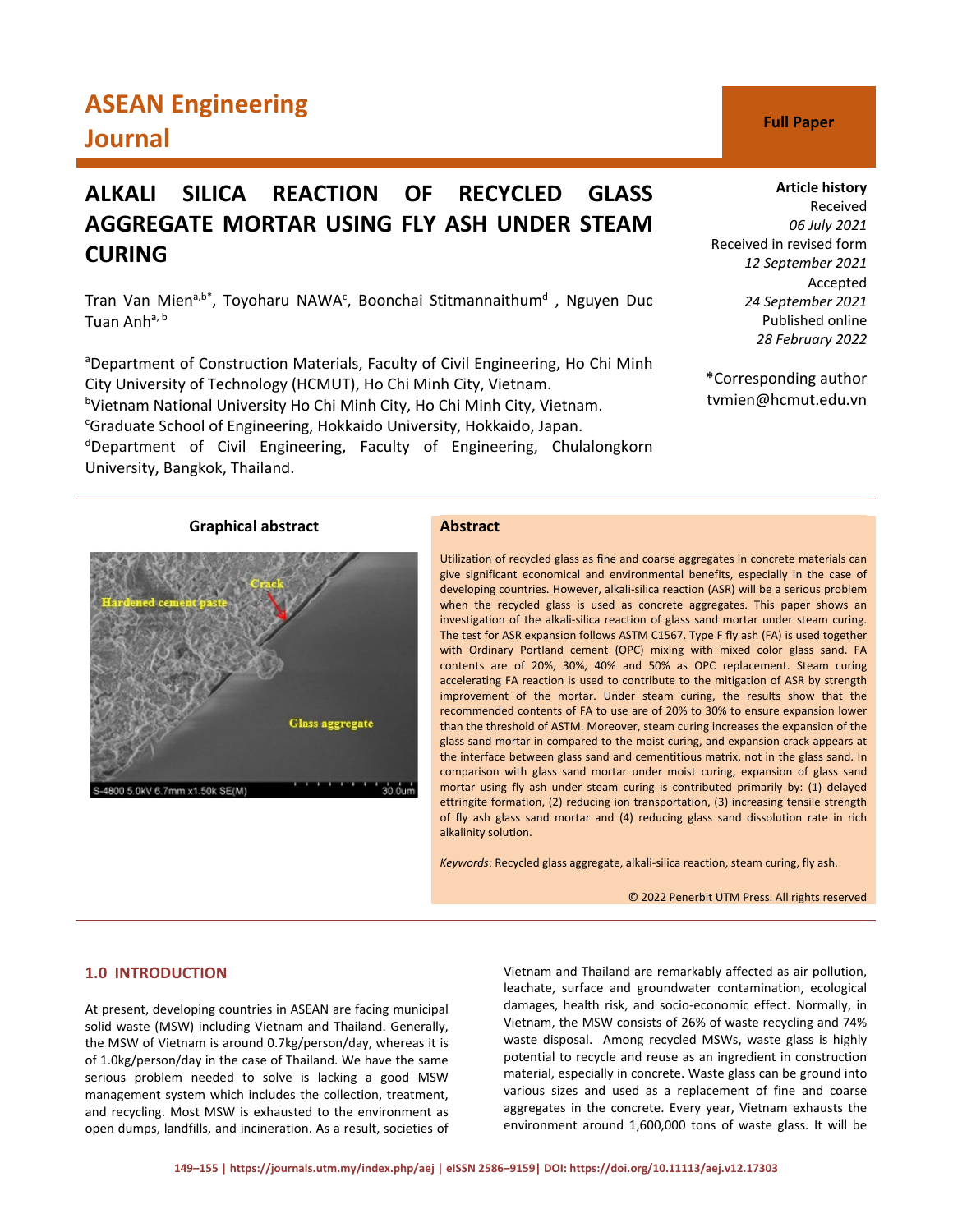ASEAN Engineering Journal

Full Paper

# ALKALI SILICA REACTION OF RECYCLED GLASS AGGREGATE MORTAR USING FLY ASH UNDER STEAM CURING

Tran Van Mien[a,b*], Toyoharu NAWA[c], Boonchai Stitmannaithum[d], Nguyen Duc Tuan Anh[a, b]

[a]Department of Construction Materials, Faculty of Civil Engineering, Ho Chi Minh City University of Technology (HCMUT), Ho Chi Minh City, Vietnam.
[b]Vietnam National University Ho Chi Minh City, Ho Chi Minh City, Vietnam.
[c]Graduate School of Engineering, Hokkaido University, Hokkaido, Japan.
[d]Department of Civil Engineering, Faculty of Engineering, Chulalongkorn University, Bangkok, Thailand.

**Article history**
Received
*06 July 2021*
Received in revised form
*12 September 2021*
Accepted
*24 September 2021*
Published online
*28 February 2022*

*Corresponding author
tvmien@hcmut.edu.vn

**Graphical abstract**

**Abstract**

Utilization of recycled glass as fine and coarse aggregates in concrete materials can give significant economical and environmental benefits, especially in the case of developing countries. However, alkali-silica reaction (ASR) will be a serious problem when the recycled glass is used as concrete aggregates. This paper shows an investigation of the alkali-silica reaction of glass sand mortar under steam curing. The test for ASR expansion follows ASTM C1567. Type F fly ash (FA) is used together with Ordinary Portland cement (OPC) mixing with mixed color glass sand. FA contents are of 20%, 30%, 40% and 50% as OPC replacement. Steam curing accelerating FA reaction is used to contribute to the mitigation of ASR by strength improvement of the mortar. Under steam curing, the results show that the recommended contents of FA to use are of 20% to 30% to ensure expansion lower than the threshold of ASTM. Moreover, steam curing increases the expansion of the glass sand mortar in compared to the moist curing, and expansion crack appears at the interface between glass sand and cementitious matrix, not in the glass sand. In comparison with glass sand mortar under moist curing, expansion of glass sand mortar using fly ash under steam curing is contributed primarily by: (1) delayed ettringite formation, (2) reducing ion transportation, (3) increasing tensile strength of fly ash glass sand mortar and (4) reducing glass sand dissolution rate in rich alkalinity solution.

*Keywords*: Recycled glass aggregate, alkali-silica reaction, steam curing, fly ash.

© 2022 Penerbit UTM Press. All rights reserved

## 1.0 INTRODUCTION

At present, developing countries in ASEAN are facing municipal solid waste (MSW) including Vietnam and Thailand. Generally, the MSW of Vietnam is around 0.7kg/person/day, whereas it is of 1.0kg/person/day in the case of Thailand. We have the same serious problem needed to solve is lacking a good MSW management system which includes the collection, treatment, and recycling. Most MSW is exhausted to the environment as open dumps, landfills, and incineration. As a result, societies of Vietnam and Thailand are remarkably affected as air pollution, leachate, surface and groundwater contamination, ecological damages, health risk, and socio-economic effect. Normally, in Vietnam, the MSW consists of 26% of waste recycling and 74% waste disposal. Among recycled MSWs, waste glass is highly potential to recycle and reuse as an ingredient in construction material, especially in concrete. Waste glass can be ground into various sizes and used as a replacement of fine and coarse aggregates in the concrete. Every year, Vietnam exhausts the environment around 1,600,000 tons of waste glass. It will be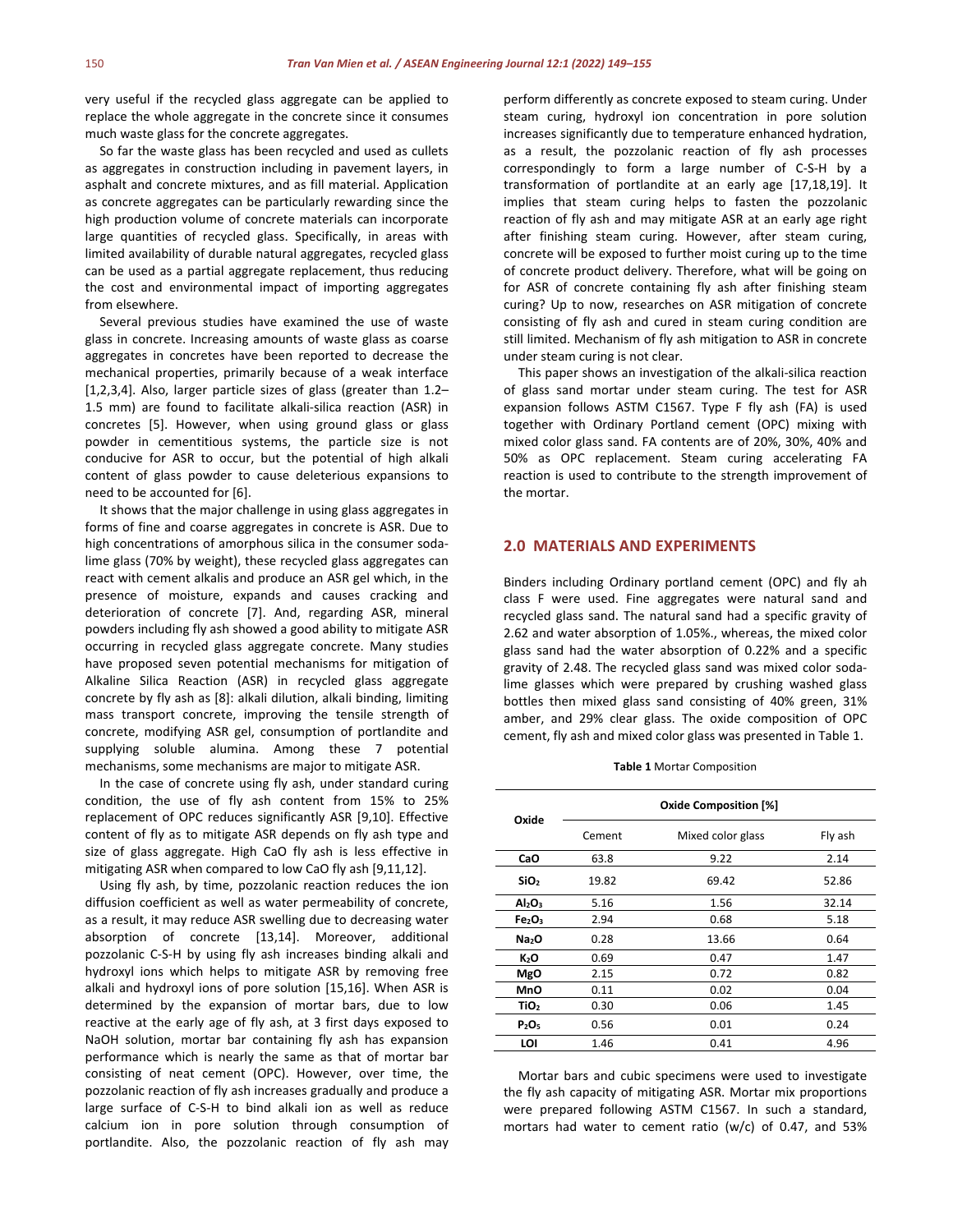very useful if the recycled glass aggregate can be applied to replace the whole aggregate in the concrete since it consumes much waste glass for the concrete aggregates.

So far the waste glass has been recycled and used as cullets as aggregates in construction including in pavement layers, in asphalt and concrete mixtures, and as fill material. Application as concrete aggregates can be particularly rewarding since the high production volume of concrete materials can incorporate large quantities of recycled glass. Specifically, in areas with limited availability of durable natural aggregates, recycled glass can be used as a partial aggregate replacement, thus reducing the cost and environmental impact of importing aggregates from elsewhere.

Several previous studies have examined the use of waste glass in concrete. Increasing amounts of waste glass as coarse aggregates in concretes have been reported to decrease the mechanical properties, primarily because of a weak interface [1,2,3,4]. Also, larger particle sizes of glass (greater than 1.2–1.5 mm) are found to facilitate alkali-silica reaction (ASR) in concretes [5]. However, when using ground glass or glass powder in cementitious systems, the particle size is not conducive for ASR to occur, but the potential of high alkali content of glass powder to cause deleterious expansions to need to be accounted for [6].

It shows that the major challenge in using glass aggregates in forms of fine and coarse aggregates in concrete is ASR. Due to high concentrations of amorphous silica in the consumer soda-lime glass (70% by weight), these recycled glass aggregates can react with cement alkalis and produce an ASR gel which, in the presence of moisture, expands and causes cracking and deterioration of concrete [7]. And, regarding ASR, mineral powders including fly ash showed a good ability to mitigate ASR occurring in recycled glass aggregate concrete. Many studies have proposed seven potential mechanisms for mitigation of Alkaline Silica Reaction (ASR) in recycled glass aggregate concrete by fly ash as [8]: alkali dilution, alkali binding, limiting mass transport concrete, improving the tensile strength of concrete, modifying ASR gel, consumption of portlandite and supplying soluble alumina. Among these 7 potential mechanisms, some mechanisms are major to mitigate ASR.

In the case of concrete using fly ash, under standard curing condition, the use of fly ash content from 15% to 25% replacement of OPC reduces significantly ASR [9,10]. Effective content of fly as to mitigate ASR depends on fly ash type and size of glass aggregate. High CaO fly ash is less effective in mitigating ASR when compared to low CaO fly ash [9,11,12].

Using fly ash, by time, pozzolanic reaction reduces the ion diffusion coefficient as well as water permeability of concrete, as a result, it may reduce ASR swelling due to decreasing water absorption of concrete [13,14]. Moreover, additional pozzolanic C-S-H by using fly ash increases binding alkali and hydroxyl ions which helps to mitigate ASR by removing free alkali and hydroxyl ions of pore solution [15,16]. When ASR is determined by the expansion of mortar bars, due to low reactive at the early age of fly ash, at 3 first days exposed to NaOH solution, mortar bar containing fly ash has expansion performance which is nearly the same as that of mortar bar consisting of neat cement (OPC). However, over time, the pozzolanic reaction of fly ash increases gradually and produce a large surface of C-S-H to bind alkali ion as well as reduce calcium ion in pore solution through consumption of portlandite. Also, the pozzolanic reaction of fly ash may perform differently as concrete exposed to steam curing. Under steam curing, hydroxyl ion concentration in pore solution increases significantly due to temperature enhanced hydration, as a result, the pozzolanic reaction of fly ash processes correspondingly to form a large number of C-S-H by a transformation of portlandite at an early age [17,18,19]. It implies that steam curing helps to fasten the pozzolanic reaction of fly ash and may mitigate ASR at an early age right after finishing steam curing. However, after steam curing, concrete will be exposed to further moist curing up to the time of concrete product delivery. Therefore, what will be going on for ASR of concrete containing fly ash after finishing steam curing? Up to now, researches on ASR mitigation of concrete consisting of fly ash and cured in steam curing condition are still limited. Mechanism of fly ash mitigation to ASR in concrete under steam curing is not clear.

This paper shows an investigation of the alkali-silica reaction of glass sand mortar under steam curing. The test for ASR expansion follows ASTM C1567. Type F fly ash (FA) is used together with Ordinary Portland cement (OPC) mixing with mixed color glass sand. FA contents are of 20%, 30%, 40% and 50% as OPC replacement. Steam curing accelerating FA reaction is used to contribute to the strength improvement of the mortar.

## 2.0 MATERIALS AND EXPERIMENTS

Binders including Ordinary portland cement (OPC) and fly ah class F were used. Fine aggregates were natural sand and recycled glass sand. The natural sand had a specific gravity of 2.62 and water absorption of 1.05%., whereas, the mixed color glass sand had the water absorption of 0.22% and a specific gravity of 2.48. The recycled glass sand was mixed color soda-lime glasses which were prepared by crushing washed glass bottles then mixed glass sand consisting of 40% green, 31% amber, and 29% clear glass. The oxide composition of OPC cement, fly ash and mixed color glass was presented in Table 1.

**Table 1** Mortar Composition

| Oxide | Oxide Composition [%] | | |
|---|---|---|---|
| | Cement | Mixed color glass | Fly ash |
| **CaO** | 63.8 | 9.22 | 2.14 |
| **$SiO_2$** | 19.82 | 69.42 | 52.86 |
| **$Al_2O_3$** | 5.16 | 1.56 | 32.14 |
| **$Fe_2O_3$** | 2.94 | 0.68 | 5.18 |
| **$Na_2O$** | 0.28 | 13.66 | 0.64 |
| **$K_2O$** | 0.69 | 0.47 | 1.47 |
| **MgO** | 2.15 | 0.72 | 0.82 |
| **MnO** | 0.11 | 0.02 | 0.04 |
| **$TiO_2$** | 0.30 | 0.06 | 1.45 |
| **$P_2O_5$** | 0.56 | 0.01 | 0.24 |
| **LOI** | 1.46 | 0.41 | 4.96 |

Mortar bars and cubic specimens were used to investigate the fly ash capacity of mitigating ASR. Mortar mix proportions were prepared following ASTM C1567. In such a standard, mortars had water to cement ratio (w/c) of 0.47, and 53%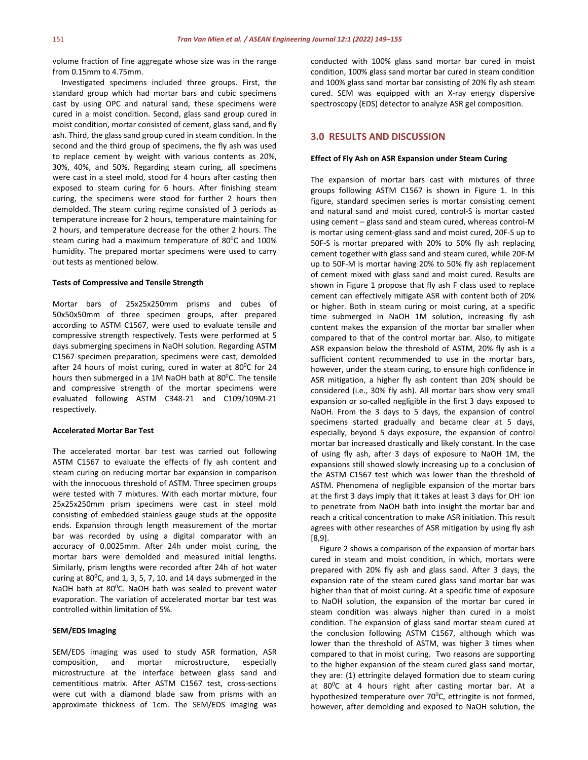volume fraction of fine aggregate whose size was in the range from 0.15mm to 4.75mm.

Investigated specimens included three groups. First, the standard group which had mortar bars and cubic specimens cast by using OPC and natural sand, these specimens were cured in a moist condition. Second, glass sand group cured in moist condition, mortar consisted of cement, glass sand, and fly ash. Third, the glass sand group cured in steam condition. In the second and the third group of specimens, the fly ash was used to replace cement by weight with various contents as 20%, 30%, 40%, and 50%. Regarding steam curing, all specimens were cast in a steel mold, stood for 4 hours after casting then exposed to steam curing for 6 hours. After finishing steam curing, the specimens were stood for further 2 hours then demolded. The steam curing regime consisted of 3 periods as temperature increase for 2 hours, temperature maintaining for 2 hours, and temperature decrease for the other 2 hours. The steam curing had a maximum temperature of $80^0$C and 100% humidity. The prepared mortar specimens were used to carry out tests as mentioned below.

**Tests of Compressive and Tensile Strength**

Mortar bars of 25x25x250mm prisms and cubes of 50x50x50mm of three specimen groups, after prepared according to ASTM C1567, were used to evaluate tensile and compressive strength respectively. Tests were performed at 5 days submerging specimens in NaOH solution. Regarding ASTM C1567 specimen preparation, specimens were cast, demolded after 24 hours of moist curing, cured in water at $80^0$C for 24 hours then submerged in a 1M NaOH bath at $80^0$C. The tensile and compressive strength of the mortar specimens were evaluated following ASTM C348-21 and C109/109M-21 respectively.

**Accelerated Mortar Bar Test**

The accelerated mortar bar test was carried out following ASTM C1567 to evaluate the effects of fly ash content and steam curing on reducing mortar bar expansion in comparison with the innocuous threshold of ASTM. Three specimen groups were tested with 7 mixtures. With each mortar mixture, four 25x25x250mm prism specimens were cast in steel mold consisting of embedded stainless gauge studs at the opposite ends. Expansion through length measurement of the mortar bar was recorded by using a digital comparator with an accuracy of 0.0025mm. After 24h under moist curing, the mortar bars were demolded and measured initial lengths. Similarly, prism lengths were recorded after 24h of hot water curing at $80^0$C, and 1, 3, 5, 7, 10, and 14 days submerged in the NaOH bath at $80^0$C. NaOH bath was sealed to prevent water evaporation. The variation of accelerated mortar bar test was controlled within limitation of 5%.

**SEM/EDS Imaging**

SEM/EDS imaging was used to study ASR formation, ASR composition, and mortar microstructure, especially microstructure at the interface between glass sand and cementitious matrix. After ASTM C1567 test, cross-sections were cut with a diamond blade saw from prisms with an approximate thickness of 1cm. The SEM/EDS imaging was conducted with 100% glass sand mortar bar cured in moist condition, 100% glass sand mortar bar cured in steam condition and 100% glass sand mortar bar consisting of 20% fly ash steam cured. SEM was equipped with an X-ray energy dispersive spectroscopy (EDS) detector to analyze ASR gel composition.

## 3.0 RESULTS AND DISCUSSION

**Effect of Fly Ash on ASR Expansion under Steam Curing**

The expansion of mortar bars cast with mixtures of three groups following ASTM C1567 is shown in Figure 1. In this figure, standard specimen series is mortar consisting cement and natural sand and moist cured, control-S is mortar casted using cement – glass sand and steam cured, whereas control-M is mortar using cement-glass sand and moist cured, 20F-S up to 50F-S is mortar prepared with 20% to 50% fly ash replacing cement together with glass sand and steam cured, while 20F-M up to 50F-M is mortar having 20% to 50% fly ash replacement of cement mixed with glass sand and moist cured. Results are shown in Figure 1 propose that fly ash F class used to replace cement can effectively mitigate ASR with content both of 20% or higher. Both in steam curing or moist curing, at a specific time submerged in NaOH 1M solution, increasing fly ash content makes the expansion of the mortar bar smaller when compared to that of the control mortar bar. Also, to mitigate ASR expansion below the threshold of ASTM, 20% fly ash is a sufficient content recommended to use in the mortar bars, however, under the steam curing, to ensure high confidence in ASR mitigation, a higher fly ash content than 20% should be considered (i.e., 30% fly ash). All mortar bars show very small expansion or so-called negligible in the first 3 days exposed to NaOH. From the 3 days to 5 days, the expansion of control specimens started gradually and became clear at 5 days, especially, beyond 5 days exposure, the expansion of control mortar bar increased drastically and likely constant. In the case of using fly ash, after 3 days of exposure to NaOH 1M, the expansions still showed slowly increasing up to a conclusion of the ASTM C1567 test which was lower than the threshold of ASTM. Phenomena of negligible expansion of the mortar bars at the first 3 days imply that it takes at least 3 days for $OH^-$ ion to penetrate from NaOH bath into insight the mortar bar and reach a critical concentration to make ASR initiation. This result agrees with other researches of ASR mitigation by using fly ash [8,9].

Figure 2 shows a comparison of the expansion of mortar bars cured in steam and moist condition, in which, mortars were prepared with 20% fly ash and glass sand. After 3 days, the expansion rate of the steam cured glass sand mortar bar was higher than that of moist curing. At a specific time of exposure to NaOH solution, the expansion of the mortar bar cured in steam condition was always higher than cured in a moist condition. The expansion of glass sand mortar steam cured at the conclusion following ASTM C1567, although which was lower than the threshold of ASTM, was higher 3 times when compared to that in moist curing. Two reasons are supporting to the higher expansion of the steam cured glass sand mortar, they are: (1) ettringite delayed formation due to steam curing at $80^0$C at 4 hours right after casting mortar bar. At a hypothesized temperature over $70^0$C, ettringite is not formed, however, after demolding and exposed to NaOH solution, the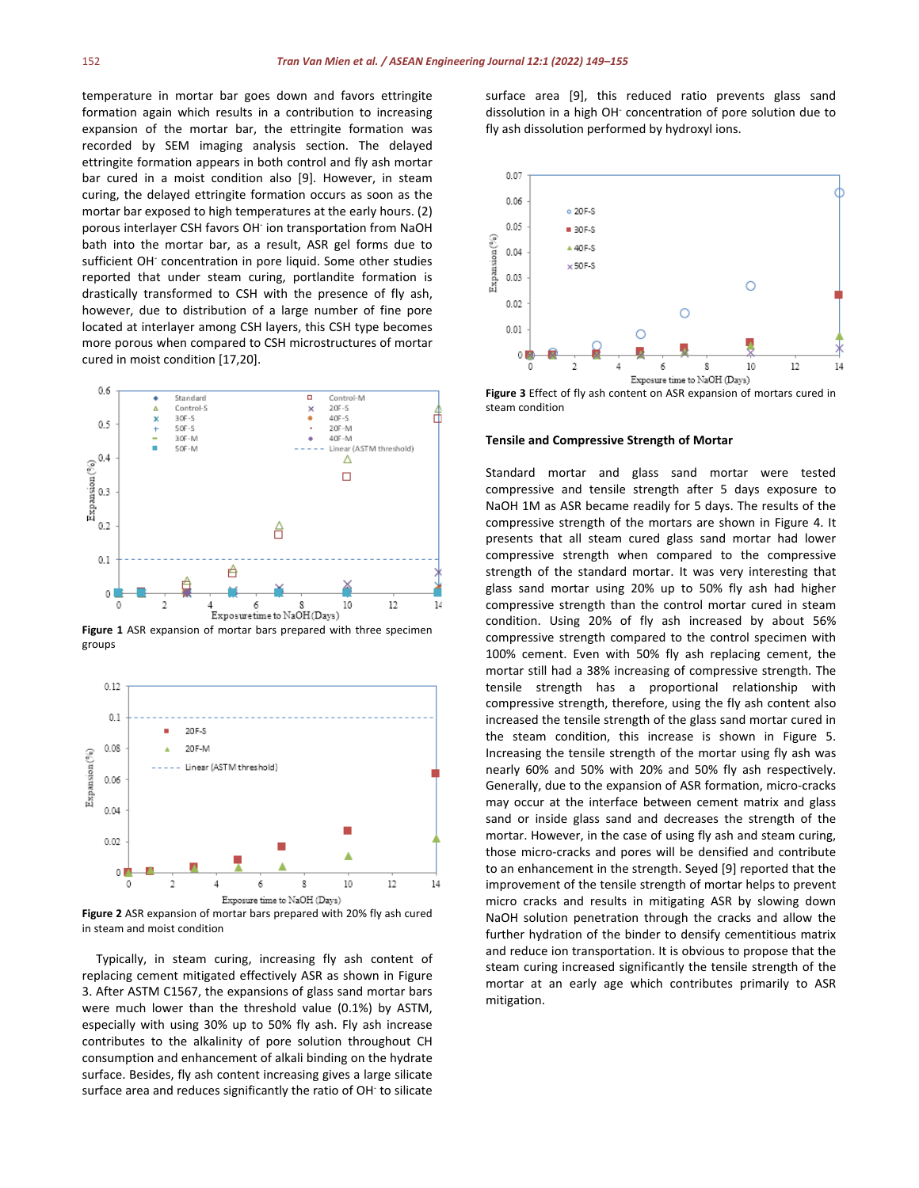temperature in mortar bar goes down and favors ettringite formation again which results in a contribution to increasing expansion of the mortar bar, the ettringite formation was recorded by SEM imaging analysis section. The delayed ettringite formation appears in both control and fly ash mortar bar cured in moist condition also [9]. However, in steam curing, the delayed ettringite formation occurs as soon as the mortar bar exposed to high temperatures at the early hours. (2) porous interlayer CSH favors $OH^-$ ion transportation from NaOH bath into the mortar bar, as a result, ASR gel forms due to sufficient $OH^-$ concentration in pore liquid. Some other studies reported that under steam curing, portlandite formation is drastically transformed to CSH with the presence of fly ash, however, due to distribution of a large number of fine pore located at interlayer among CSH layers, this CSH type becomes more porous when compared to CSH microstructures of mortar cured in moist condition [17,20].

**Figure 1** ASR expansion of mortar bars prepared with three specimen groups

**Figure 2** ASR expansion of mortar bars prepared with 20% fly ash cured in steam and moist condition

Typically, in steam curing, increasing fly ash content of replacing cement mitigated effectively ASR as shown in Figure 3. After ASTM C1567, the expansions of glass sand mortar bars were much lower than the threshold value (0.1%) by ASTM, especially with using 30% up to 50% fly ash. Fly ash increase contributes to the alkalinity of pore solution throughout CH consumption and enhancement of alkali binding on the hydrate surface. Besides, fly ash content increasing gives a large silicate surface area and reduces significantly the ratio of $OH^-$ to silicate surface area [9], this reduced ratio prevents glass sand dissolution in a high $OH^-$ concentration of pore solution due to fly ash dissolution performed by hydroxyl ions.

**Figure 3** Effect of fly ash content on ASR expansion of mortars cured in steam condition

### Tensile and Compressive Strength of Mortar

Standard mortar and glass sand mortar were tested compressive and tensile strength after 5 days exposure to NaOH 1M as ASR became readily for 5 days. The results of the compressive strength of the mortars are shown in Figure 4. It presents that all steam cured glass sand mortar had lower compressive strength when compared to the compressive strength of the standard mortar. It was very interesting that glass sand mortar using 20% up to 50% fly ash had higher compressive strength than the control mortar cured in steam condition. Using 20% of fly ash increased by about 56% compressive strength compared to the control specimen with 100% cement. Even with 50% fly ash replacing cement, the mortar still had a 38% increasing of compressive strength. The tensile strength has a proportional relationship with compressive strength, therefore, using the fly ash content also increased the tensile strength of the glass sand mortar cured in the steam condition, this increase is shown in Figure 5. Increasing the tensile strength of the mortar using fly ash was nearly 60% and 50% with 20% and 50% fly ash respectively. Generally, due to the expansion of ASR formation, micro-cracks may occur at the interface between cement matrix and glass sand or inside glass sand and decreases the strength of the mortar. However, in the case of using fly ash and steam curing, those micro-cracks and pores will be densified and contribute to an enhancement in the strength. Seyed [9] reported that the improvement of the tensile strength of mortar helps to prevent micro cracks and results in mitigating ASR by slowing down NaOH solution penetration through the cracks and allow the further hydration of the binder to densify cementitious matrix and reduce ion transportation. It is obvious to propose that the steam curing increased significantly the tensile strength of the mortar at an early age which contributes primarily to ASR mitigation.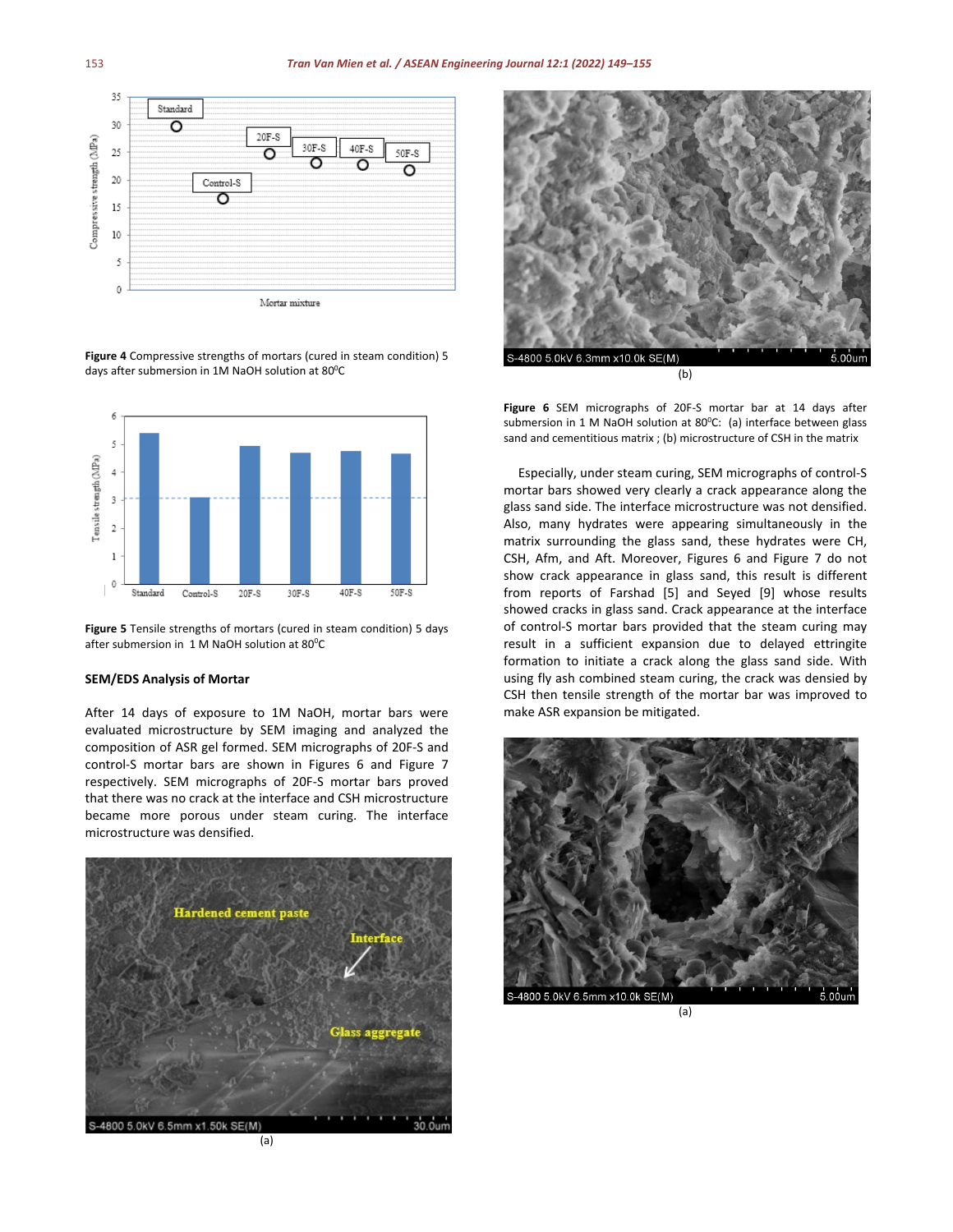Figure 4 Compressive strengths of mortars (cured in steam condition) 5 days after submersion in 1M NaOH solution at 80$^0$C

Figure 5 Tensile strengths of mortars (cured in steam condition) 5 days after submersion in 1 M NaOH solution at 80$^0$C

### SEM/EDS Analysis of Mortar

After 14 days of exposure to 1M NaOH, mortar bars were evaluated microstructure by SEM imaging and analyzed the composition of ASR gel formed. SEM micrographs of 20F-S and control-S mortar bars are shown in Figures 6 and Figure 7 respectively. SEM micrographs of 20F-S mortar bars proved that there was no crack at the interface and CSH microstructure became more porous under steam curing. The interface microstructure was densified.

(a)

(b)

Figure 6 SEM micrographs of 20F-S mortar bar at 14 days after submersion in 1 M NaOH solution at 80$^0$C: (a) interface between glass sand and cementitious matrix ; (b) microstructure of CSH in the matrix

Especially, under steam curing, SEM micrographs of control-S mortar bars showed very clearly a crack appearance along the glass sand side. The interface microstructure was not densified. Also, many hydrates were appearing simultaneously in the matrix surrounding the glass sand, these hydrates were CH, CSH, Afm, and Aft. Moreover, Figures 6 and Figure 7 do not show crack appearance in glass sand, this result is different from reports of Farshad [5] and Seyed [9] whose results showed cracks in glass sand. Crack appearance at the interface of control-S mortar bars provided that the steam curing may result in a sufficient expansion due to delayed ettringite formation to initiate a crack along the glass sand side. With using fly ash combined steam curing, the crack was densied by CSH then tensile strength of the mortar bar was improved to make ASR expansion be mitigated.

(a)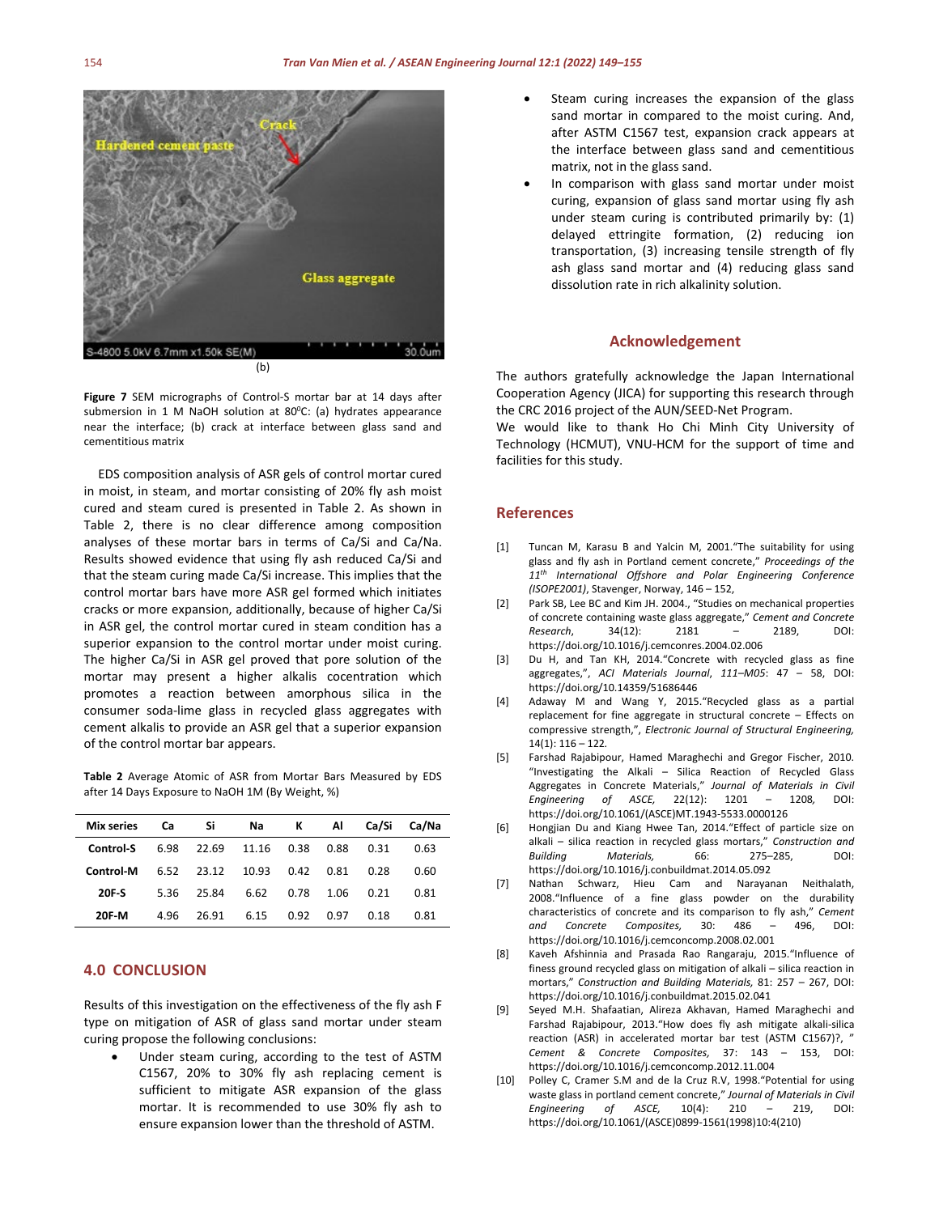(b)

**Figure 7** SEM micrographs of Control-S mortar bar at 14 days after submersion in 1 M NaOH solution at 80$^0$C: (a) hydrates appearance near the interface; (b) crack at interface between glass sand and cementitious matrix

EDS composition analysis of ASR gels of control mortar cured in moist, in steam, and mortar consisting of 20% fly ash moist cured and steam cured is presented in Table 2. As shown in Table 2, there is no clear difference among composition analyses of these mortar bars in terms of Ca/Si and Ca/Na. Results showed evidence that using fly ash reduced Ca/Si and that the steam curing made Ca/Si increase. This implies that the control mortar bars have more ASR gel formed which initiates cracks or more expansion, additionally, because of higher Ca/Si in ASR gel, the control mortar cured in steam condition has a superior expansion to the control mortar under moist curing. The higher Ca/Si in ASR gel proved that pore solution of the mortar may present a higher alkalis cocentration which promotes a reaction between amorphous silica in the consumer soda-lime glass in recycled glass aggregates with cement alkalis to provide an ASR gel that a superior expansion of the control mortar bar appears.

**Table 2** Average Atomic of ASR from Mortar Bars Measured by EDS after 14 Days Exposure to NaOH 1M (By Weight, %)

| Mix series | Ca | Si | Na | K | Al | Ca/Si | Ca/Na |
|---|---|---|---|---|---|---|---|
| Control-S | 6.98 | 22.69 | 11.16 | 0.38 | 0.88 | 0.31 | 0.63 |
| Control-M | 6.52 | 23.12 | 10.93 | 0.42 | 0.81 | 0.28 | 0.60 |
| 20F-S | 5.36 | 25.84 | 6.62 | 0.78 | 1.06 | 0.21 | 0.81 |
| 20F-M | 4.96 | 26.91 | 6.15 | 0.92 | 0.97 | 0.18 | 0.81 |

## 4.0 CONCLUSION

Results of this investigation on the effectiveness of the fly ash F type on mitigation of ASR of glass sand mortar under steam curing propose the following conclusions:

- Under steam curing, according to the test of ASTM C1567, 20% to 30% fly ash replacing cement is sufficient to mitigate ASR expansion of the glass mortar. It is recommended to use 30% fly ash to ensure expansion lower than the threshold of ASTM.
- Steam curing increases the expansion of the glass sand mortar in compared to the moist curing. And, after ASTM C1567 test, expansion crack appears at the interface between glass sand and cementitious matrix, not in the glass sand.
- In comparison with glass sand mortar under moist curing, expansion of glass sand mortar using fly ash under steam curing is contributed primarily by: (1) delayed ettringite formation, (2) reducing ion transportation, (3) increasing tensile strength of fly ash glass sand mortar and (4) reducing glass sand dissolution rate in rich alkalinity solution.

## Acknowledgement

The authors gratefully acknowledge the Japan International Cooperation Agency (JICA) for supporting this research through the CRC 2016 project of the AUN/SEED-Net Program.
We would like to thank Ho Chi Minh City University of Technology (HCMUT), VNU-HCM for the support of time and facilities for this study.

## References

[1] Tuncan M, Karasu B and Yalcin M, 2001."The suitability for using glass and fly ash in Portland cement concrete," *Proceedings of the 11th International Offshore and Polar Engineering Conference (ISOPE2001)*, Stavenger, Norway, 146 – 152,

[2] Park SB, Lee BC and Kim JH. 2004., "Studies on mechanical properties of concrete containing waste glass aggregate," *Cement and Concrete Research*, 34(12): 2181 – 2189, DOI: https://doi.org/10.1016/j.cemconres.2004.02.006

[3] Du H, and Tan KH, 2014."Concrete with recycled glass as fine aggregates,", *ACI Materials Journal*, *111–M05*: 47 – 58, DOI: https://doi.org/10.14359/51686446

[4] Adaway M and Wang Y, 2015."Recycled glass as a partial replacement for fine aggregate in structural concrete – Effects on compressive strength,", *Electronic Journal of Structural Engineering,* 14(1): 116 – 122.

[5] Farshad Rajabipour, Hamed Maraghechi and Gregor Fischer, 2010. "Investigating the Alkali – Silica Reaction of Recycled Glass Aggregates in Concrete Materials," *Journal of Materials in Civil Engineering of ASCE,* 22(12): 1201 – 1208, DOI: https://doi.org/10.1061/(ASCE)MT.1943-5533.0000126

[6] Hongjian Du and Kiang Hwee Tan, 2014."Effect of particle size on alkali – silica reaction in recycled glass mortars," *Construction and Building Materials,* 66: 275–285, DOI: https://doi.org/10.1016/j.conbuildmat.2014.05.092

[7] Nathan Schwarz, Hieu Cam and Narayanan Neithalath, 2008."Influence of a fine glass powder on the durability characteristics of concrete and its comparison to fly ash," *Cement and Concrete Composites,* 30: 486 – 496, DOI: https://doi.org/10.1016/j.cemconcomp.2008.02.001

[8] Kaveh Afshinnia and Prasada Rao Rangaraju, 2015."Influence of finess ground recycled glass on mitigation of alkali – silica reaction in mortars," *Construction and Building Materials,* 81: 257 – 267, DOI: https://doi.org/10.1016/j.conbuildmat.2015.02.041

[9] Seyed M.H. Shafaatian, Alireza Akhavan, Hamed Maraghechi and Farshad Rajabipour, 2013."How does fly ash mitigate alkali-silica reaction (ASR) in accelerated mortar bar test (ASTM C1567)?, " *Cement & Concrete Composites,* 37: 143 – 153, DOI: https://doi.org/10.1016/j.cemconcomp.2012.11.004

[10] Polley C, Cramer S.M and de la Cruz R.V, 1998."Potential for using waste glass in portland cement concrete," *Journal of Materials in Civil Engineering of ASCE,* 10(4): 210 – 219, DOI: https://doi.org/10.1061/(ASCE)0899-1561(1998)10:4(210)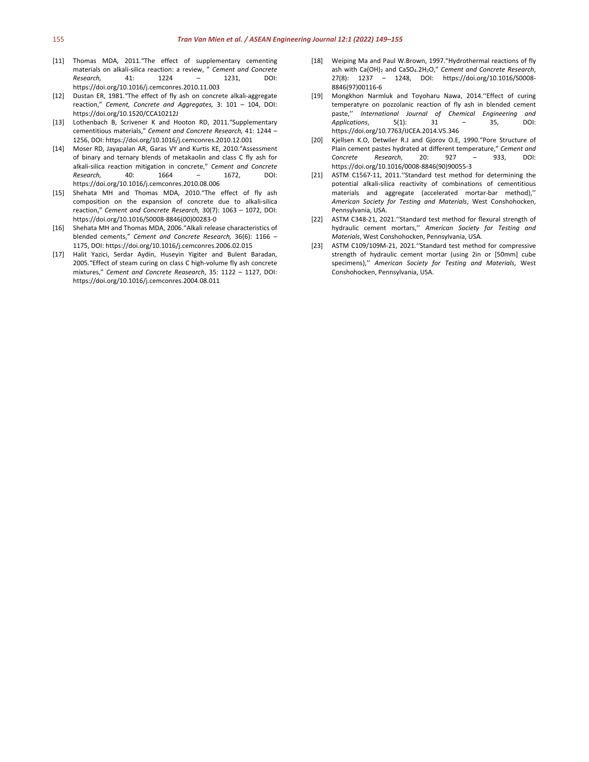[11] Thomas MDA, 2011."The effect of supplementary cementing materials on alkali-silica reaction: a review, " *Cement and Concrete Research,* 41: 1224 – 1231, DOI: https://doi.org/10.1016/j.cemconres.2010.11.003

[12] Dustan ER, 1981."The effect of fly ash on concrete alkali-aggregate reaction," *Cement, Concrete and Aggregates,* 3: 101 – 104, DOI: https://doi.org/10.1520/CCA10212J

[13] Lothenbach B, Scrivener K and Hooton RD, 2011."Supplementary cementitious materials," *Cement and Concrete Research,* 41: 1244 – 1256, DOI: https://doi.org/10.1016/j.cemconres.2010.12.001

[14] Moser RD, Jayapalan AR, Garas VY and Kurtis KE, 2010."Assessment of binary and ternary blends of metakaolin and class C fly ash for alkali-silica reaction mitigation in concrete," *Cement and Concrete Research,* 40: 1664 – 1672, DOI: https://doi.org/10.1016/j.cemconres.2010.08.006

[15] Shehata MH and Thomas MDA, 2010."The effect of fly ash composition on the expansion of concrete due to alkali-silica reaction," *Cement and Concrete Research,* 30(7): 1063 – 1072, DOI: https://doi.org/10.1016/S0008-8846(00)00283-0

[16] Shehata MH and Thomas MDA, 2006."Alkali release characteristics of blended cements," *Cement and Concrete Research,* 36(6): 1166 – 1175, DOI: https://doi.org/10.1016/j.cemconres.2006.02.015

[17] Halit Yazici, Serdar Aydin, Huseyin Yigiter and Bulent Baradan, 2005."Effect of steam curing on class C high-volume fly ash concrete mixtures," *Cement and Concrete Reasearch*, 35: 1122 – 1127, DOI: https://doi.org/10.1016/j.cemconres.2004.08.011

[18] Weiping Ma and Paul W.Brown, 1997."Hydrothermal reactions of fly ash with $Ca(OH)_2$ and $CaSO_4.2H_2O$," *Cement and Concrete Research*, 27(8): 1237 – 1248, DOI: https://doi.org/10.1016/S0008-8846(97)00116-6

[19] Mongkhon Narmluk and Toyoharu Nawa, 2014.''Effect of curing temperatyre on pozzolanic reaction of fly ash in blended cement paste,'' *International Journal of Chemical Engineering and Applications*, 5(1): 31 – 35, DOI: https://doi.org/10.7763/IJCEA.2014.V5.346

[20] Kjellsen K.O, Detwiler R.J and Gjorov O.E, 1990."Pore Structure of Plain cement pastes hydrated at different temperature," *Cement and Concrete Research*, 20: 927 – 933, DOI: https://doi.org/10.1016/0008-8846(90)90055-3

[21] ASTM C1567-11, 2011.''Standard test method for determining the potential alkali-silica reactivity of combinations of cementitious materials and aggregate (accelerated mortar-bar method),'' *American Society for Testing and Materials*, West Conshohocken, Pennsylvania, USA.

[22] ASTM C348-21, 2021.''Standard test method for flexural strength of hydraulic cement mortars,'' *American Society for Testing and Materials*, West Conshohocken, Pennsylvania, USA.

[23] ASTM C109/109M-21, 2021.''Standard test method for compressive strength of hydraulic cement mortar (using 2in or [50mm] cube specimens),'' *American Society for Testing and Materials*, West Conshohocken, Pennsylvania, USA.